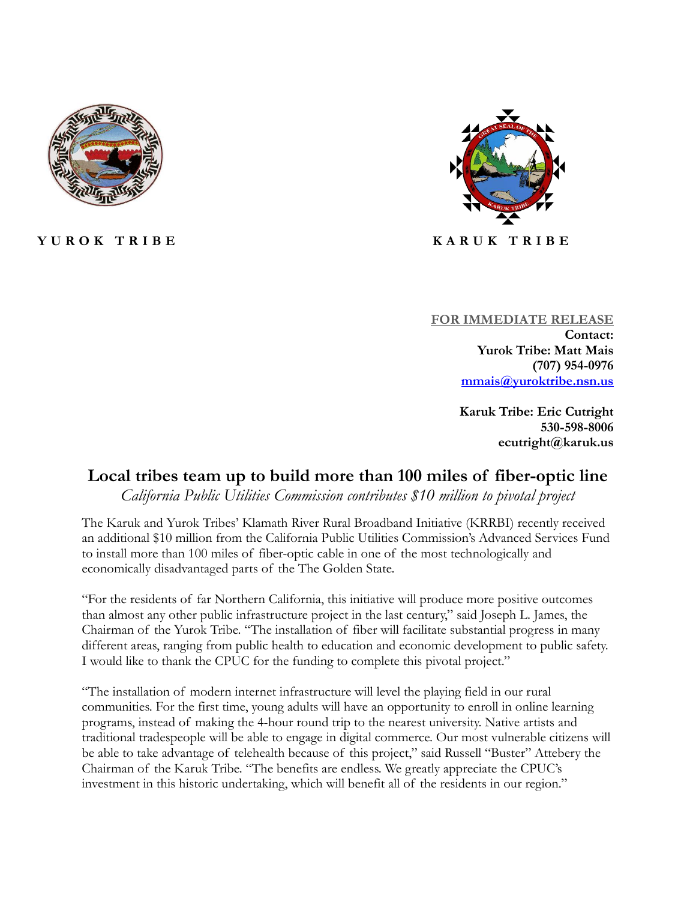**YUROK TRIBE** **KARUK TRIBE**

FOR IMMEDIATE RELEASE

**Contact:**
**Yurok Tribe: Matt Mais**
**(707) 954-0976**
**mmais@yuroktribe.nsn.us**

**Karuk Tribe: Eric Cutright**
**530-598-8006**
**ecutright@karuk.us**

# Local tribes team up to build more than 100 miles of fiber-optic line

*California Public Utilities Commission contributes $10 million to pivotal project*

The Karuk and Yurok Tribes' Klamath River Rural Broadband Initiative (KRRBI) recently received an additional $10 million from the California Public Utilities Commission's Advanced Services Fund to install more than 100 miles of fiber-optic cable in one of the most technologically and economically disadvantaged parts of the The Golden State.

"For the residents of far Northern California, this initiative will produce more positive outcomes than almost any other public infrastructure project in the last century," said Joseph L. James, the Chairman of the Yurok Tribe. "The installation of fiber will facilitate substantial progress in many different areas, ranging from public health to education and economic development to public safety. I would like to thank the CPUC for the funding to complete this pivotal project."

"The installation of modern internet infrastructure will level the playing field in our rural communities. For the first time, young adults will have an opportunity to enroll in online learning programs, instead of making the 4-hour round trip to the nearest university. Native artists and traditional tradespeople will be able to engage in digital commerce. Our most vulnerable citizens will be able to take advantage of telehealth because of this project," said Russell "Buster" Attebery the Chairman of the Karuk Tribe. "The benefits are endless. We greatly appreciate the CPUC's investment in this historic undertaking, which will benefit all of the residents in our region."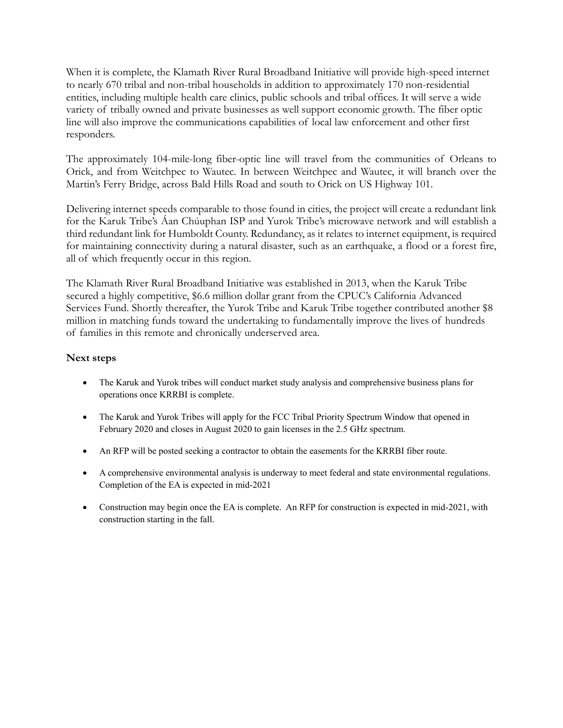When it is complete, the Klamath River Rural Broadband Initiative will provide high-speed internet to nearly 670 tribal and non-tribal households in addition to approximately 170 non-residential entities, including multiple health care clinics, public schools and tribal offices. It will serve a wide variety of tribally owned and private businesses as well support economic growth. The fiber optic line will also improve the communications capabilities of local law enforcement and other first responders.

The approximately 104-mile-long fiber-optic line will travel from the communities of Orleans to Orick, and from Weitchpec to Wautec. In between Weitchpec and Wautec, it will branch over the Martin's Ferry Bridge, across Bald Hills Road and south to Orick on US Highway 101.

Delivering internet speeds comparable to those found in cities, the project will create a redundant link for the Karuk Tribe's Áan Chúuphan ISP and Yurok Tribe's microwave network and will establish a third redundant link for Humboldt County. Redundancy, as it relates to internet equipment, is required for maintaining connectivity during a natural disaster, such as an earthquake, a flood or a forest fire, all of which frequently occur in this region.

The Klamath River Rural Broadband Initiative was established in 2013, when the Karuk Tribe secured a highly competitive, $6.6 million dollar grant from the CPUC's California Advanced Services Fund. Shortly thereafter, the Yurok Tribe and Karuk Tribe together contributed another $8 million in matching funds toward the undertaking to fundamentally improve the lives of hundreds of families in this remote and chronically underserved area.

### Next steps

- The Karuk and Yurok tribes will conduct market study analysis and comprehensive business plans for operations once KRRBI is complete.
- The Karuk and Yurok Tribes will apply for the FCC Tribal Priority Spectrum Window that opened in February 2020 and closes in August 2020 to gain licenses in the 2.5 GHz spectrum.
- An RFP will be posted seeking a contractor to obtain the easements for the KRRBI fiber route.
- A comprehensive environmental analysis is underway to meet federal and state environmental regulations. Completion of the EA is expected in mid-2021
- Construction may begin once the EA is complete. An RFP for construction is expected in mid-2021, with construction starting in the fall.